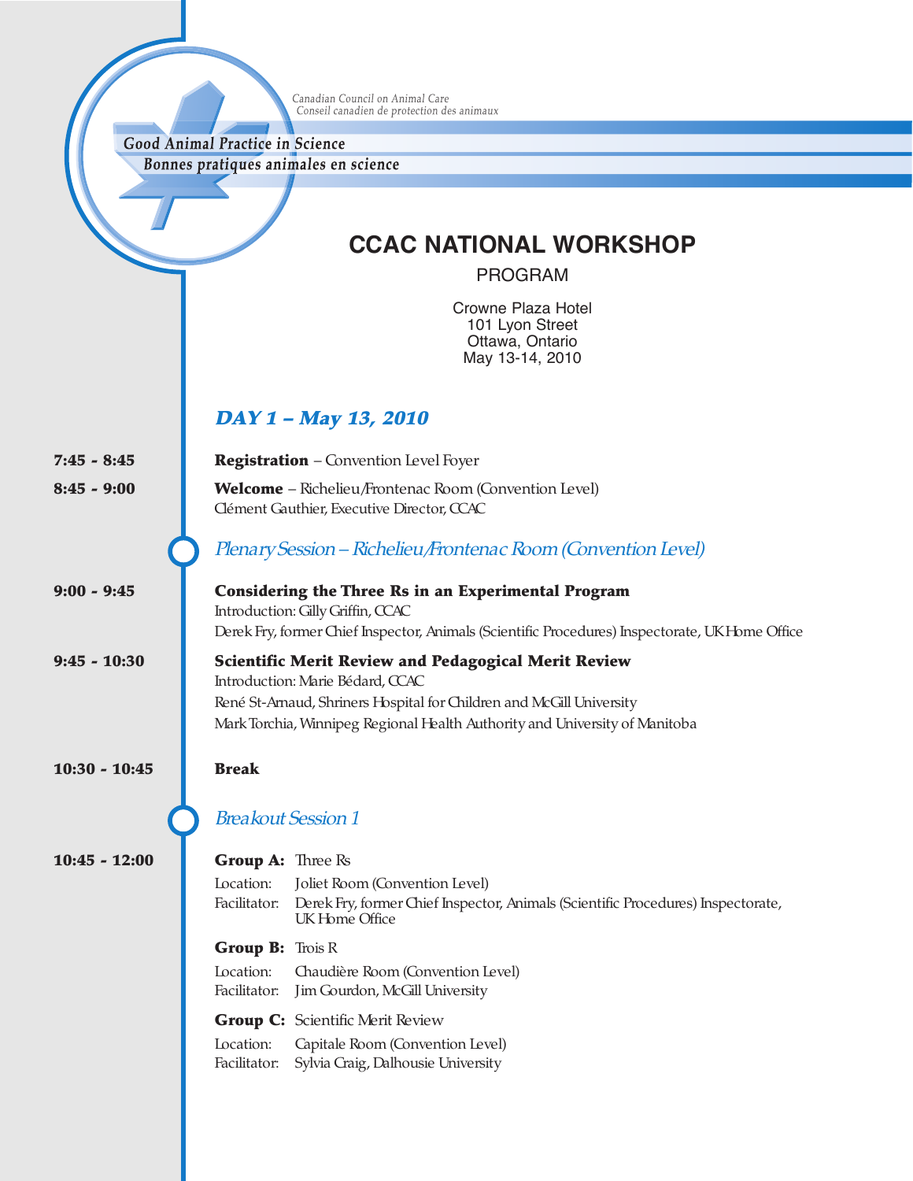Canadian Council on Animal Care
Conseil canadien de protection des animaux

Good Animal Practice in Science
Bonnes pratiques animales en science

# CCAC NATIONAL WORKSHOP

PROGRAM

Crowne Plaza Hotel
101 Lyon Street
Ottawa, Ontario
May 13-14, 2010

## *DAY 1 – May 13, 2010*

**7:45 - 8:45** **Registration** – Convention Level Foyer

**8:45 - 9:00** **Welcome** – Richelieu/Frontenac Room (Convention Level)
Clément Gauthier, Executive Director, CCAC

### *Plenary Session – Richelieu/Frontenac Room (Convention Level)*

**9:00 - 9:45** **Considering the Three Rs in an Experimental Program**
Introduction: Gilly Griffin, CCAC
Derek Fry, former Chief Inspector, Animals (Scientific Procedures) Inspectorate, UK Home Office

**9:45 - 10:30** **Scientific Merit Review and Pedagogical Merit Review**
Introduction: Marie Bédard, CCAC
René St-Arnaud, Shriners Hospital for Children and McGill University
Mark Torchia, Winnipeg Regional Health Authority and University of Manitoba

**10:30 - 10:45** **Break**

### *Breakout Session 1*

**10:45 - 12:00**

**Group A:** Three Rs
Location: Joliet Room (Convention Level)
Facilitator: Derek Fry, former Chief Inspector, Animals (Scientific Procedures) Inspectorate, UK Home Office

**Group B:** Trois R
Location: Chaudière Room (Convention Level)
Facilitator: Jim Gourdon, McGill University

**Group C:** Scientific Merit Review
Location: Capitale Room (Convention Level)
Facilitator: Sylvia Craig, Dalhousie University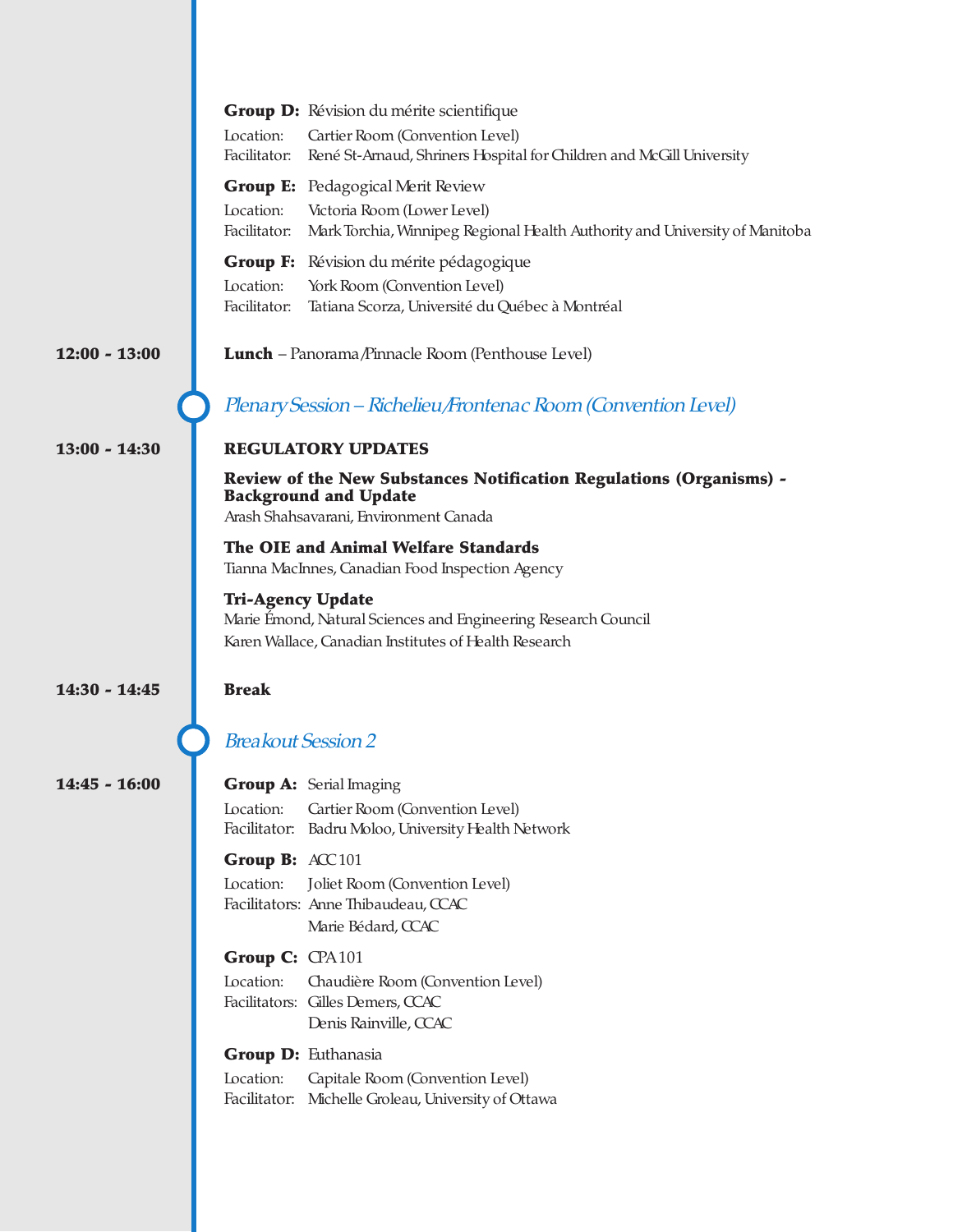**Group D:** Révision du mérite scientifique

Location: Cartier Room (Convention Level)
Facilitator: René St-Arnaud, Shriners Hospital for Children and McGill University

**Group E:** Pedagogical Merit Review

Location: Victoria Room (Lower Level)
Facilitator: Mark Torchia, Winnipeg Regional Health Authority and University of Manitoba

**Group F:** Révision du mérite pédagogique

Location: York Room (Convention Level)
Facilitator: Tatiana Scorza, Université du Québec à Montréal

**12:00 - 13:00** **Lunch** – Panorama/Pinnacle Room (Penthouse Level)

## *Plenary Session – Richelieu/Frontenac Room (Convention Level)*

**13:00 - 14:30** **REGULATORY UPDATES**

**Review of the New Substances Notification Regulations (Organisms) - Background and Update**
Arash Shahsavarani, Environment Canada

**The OIE and Animal Welfare Standards**
Tianna MacInnes, Canadian Food Inspection Agency

**Tri-Agency Update**
Marie Émond, Natural Sciences and Engineering Research Council
Karen Wallace, Canadian Institutes of Health Research

**14:30 - 14:45** **Break**

## *Breakout Session 2*

**14:45 - 16:00**

**Group A:** Serial Imaging

Location: Cartier Room (Convention Level)
Facilitator: Badru Moloo, University Health Network

**Group B:** ACC 101

Location: Joliet Room (Convention Level)
Facilitators: Anne Thibaudeau, CCAC
Marie Bédard, CCAC

**Group C:** CPA 101

Location: Chaudière Room (Convention Level)
Facilitators: Gilles Demers, CCAC
Denis Rainville, CCAC

**Group D:** Euthanasia

Location: Capitale Room (Convention Level)
Facilitator: Michelle Groleau, University of Ottawa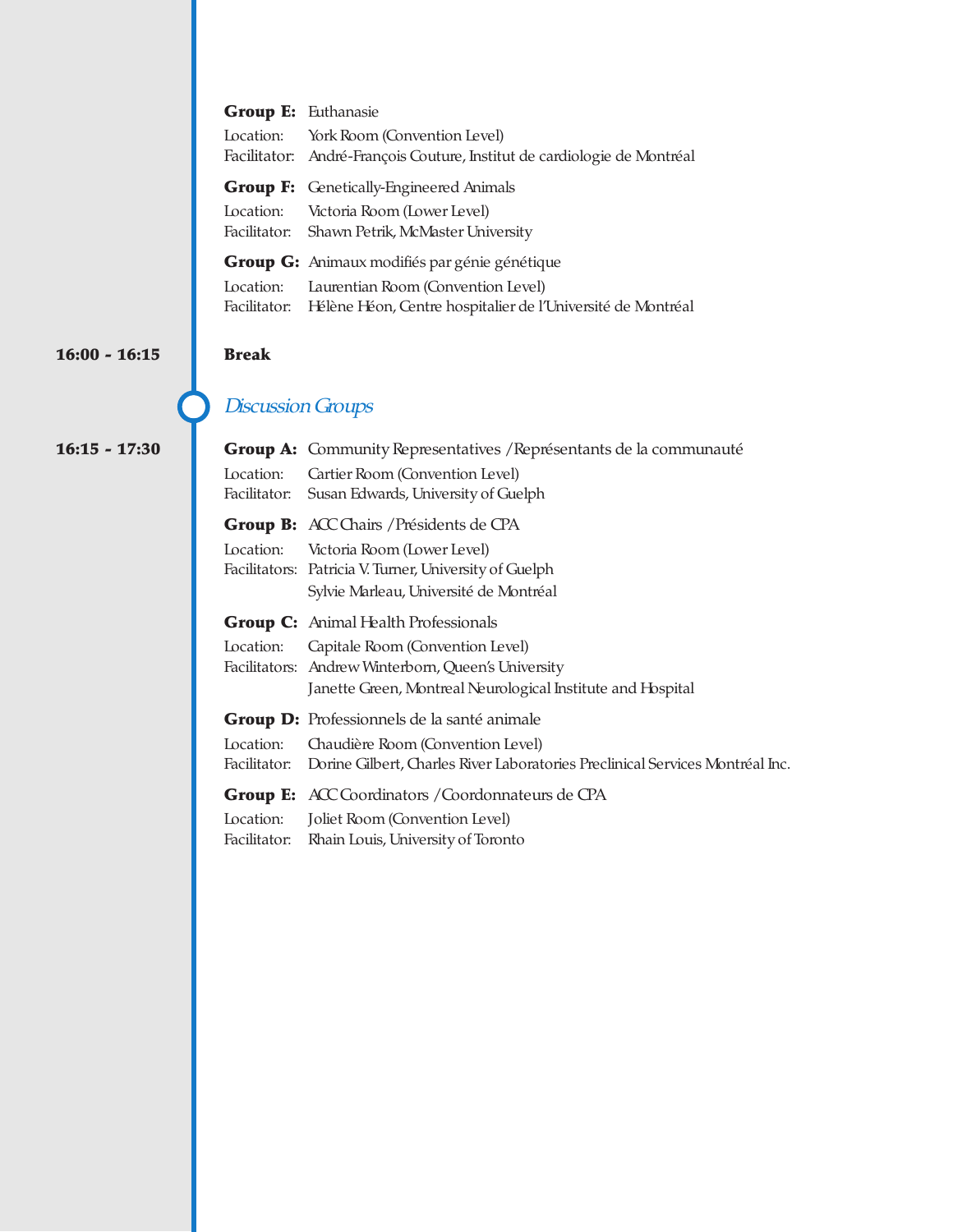**Group E:** Euthanasie
Location: York Room (Convention Level)
Facilitator: André-François Couture, Institut de cardiologie de Montréal

**Group F:** Genetically-Engineered Animals
Location: Victoria Room (Lower Level)
Facilitator: Shawn Petrik, McMaster University

**Group G:** Animaux modifiés par génie génétique
Location: Laurentian Room (Convention Level)
Facilitator: Hélène Héon, Centre hospitalier de l'Université de Montréal

**16:00 - 16:15** **Break**

## *Discussion Groups*

**16:15 - 17:30**

**Group A:** Community Representatives / Représentants de la communauté
Location: Cartier Room (Convention Level)
Facilitator: Susan Edwards, University of Guelph

**Group B:** ACC Chairs / Présidents de CPA
Location: Victoria Room (Lower Level)
Facilitators: Patricia V. Turner, University of Guelph
Sylvie Marleau, Université de Montréal

**Group C:** Animal Health Professionals
Location: Capitale Room (Convention Level)
Facilitators: Andrew Winterborn, Queen's University
Janette Green, Montreal Neurological Institute and Hospital

**Group D:** Professionnels de la santé animale
Location: Chaudière Room (Convention Level)
Facilitator: Dorine Gilbert, Charles River Laboratories Preclinical Services Montréal Inc.

**Group E:** ACC Coordinators / Coordonnateurs de CPA
Location: Joliet Room (Convention Level)
Facilitator: Rhain Louis, University of Toronto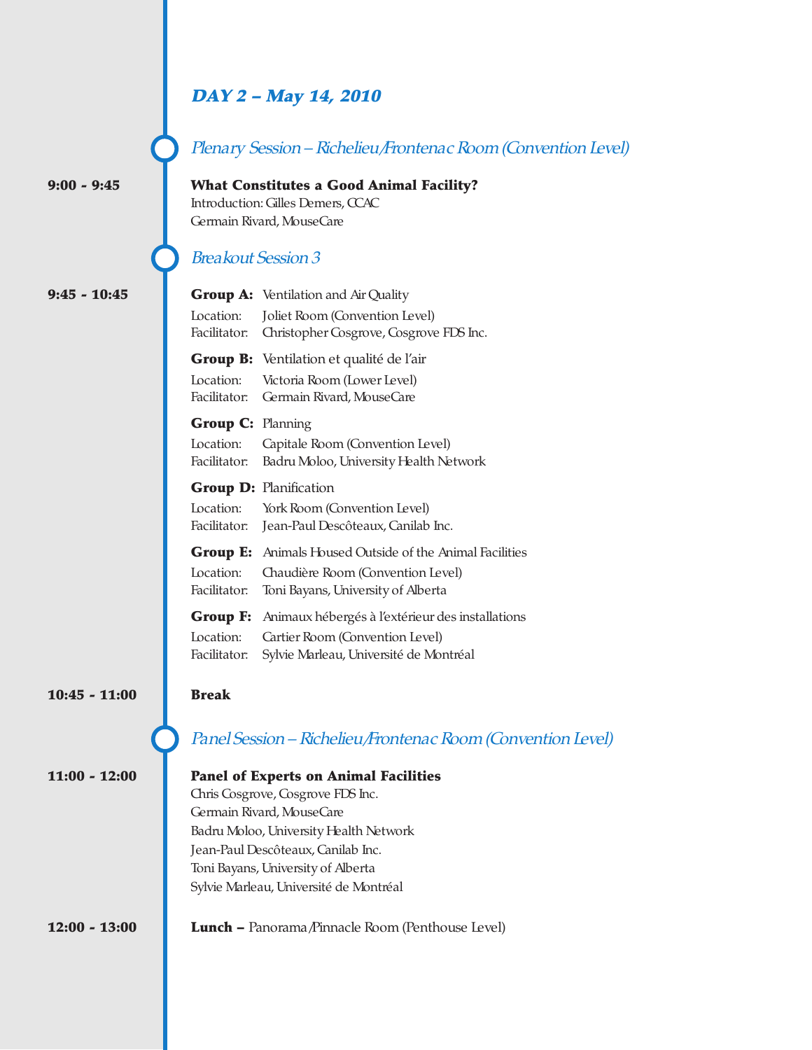## *DAY 2 – May 14, 2010*

### *Plenary Session – Richelieu/Frontenac Room (Convention Level)*

**9:00 - 9:45**

**What Constitutes a Good Animal Facility?**
Introduction: Gilles Demers, CCAC
Germain Rivard, MouseCare

### *Breakout Session 3*

**9:45 - 10:45**

**Group A:** Ventilation and Air Quality
Location: Joliet Room (Convention Level)
Facilitator: Christopher Cosgrove, Cosgrove FDS Inc.

**Group B:** Ventilation et qualité de l'air
Location: Victoria Room (Lower Level)
Facilitator: Germain Rivard, MouseCare

**Group C:** Planning
Location: Capitale Room (Convention Level)
Facilitator: Badru Moloo, University Health Network

**Group D:** Planification
Location: York Room (Convention Level)
Facilitator: Jean-Paul Descôteaux, Canilab Inc.

**Group E:** Animals Housed Outside of the Animal Facilities
Location: Chaudière Room (Convention Level)
Facilitator: Toni Bayans, University of Alberta

**Group F:** Animaux hébergés à l'extérieur des installations
Location: Cartier Room (Convention Level)
Facilitator: Sylvie Marleau, Université de Montréal

**10:45 - 11:00**

**Break**

### *Panel Session – Richelieu/Frontenac Room (Convention Level)*

**11:00 - 12:00**

**Panel of Experts on Animal Facilities**
Chris Cosgrove, Cosgrove FDS Inc.
Germain Rivard, MouseCare
Badru Moloo, University Health Network
Jean-Paul Descôteaux, Canilab Inc.
Toni Bayans, University of Alberta
Sylvie Marleau, Université de Montréal

**12:00 - 13:00**

**Lunch –** Panorama/Pinnacle Room (Penthouse Level)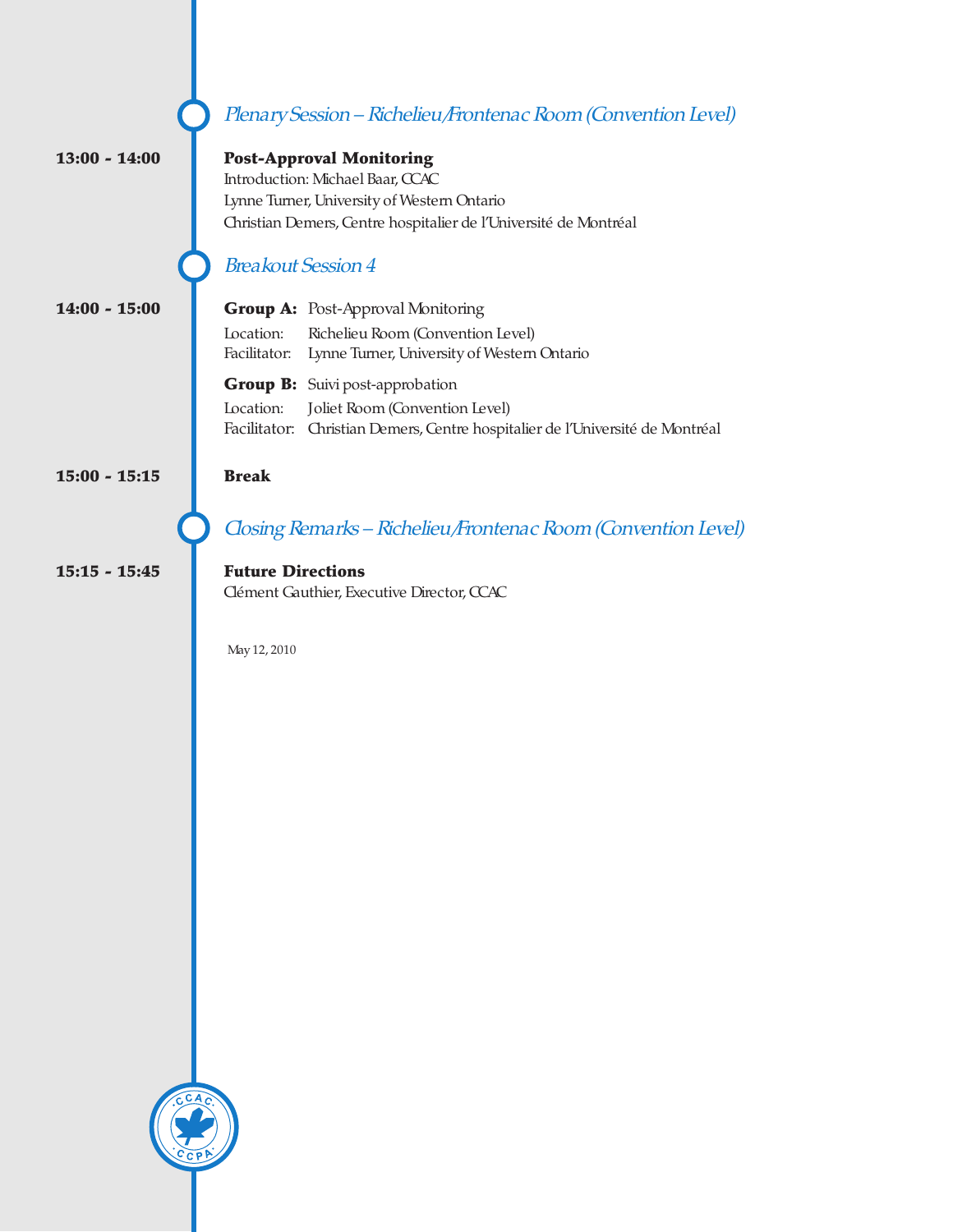## *Plenary Session – Richelieu/Frontenac Room (Convention Level)*

**13:00 - 14:00**

**Post-Approval Monitoring**
Introduction: Michael Baar, CCAC
Lynne Turner, University of Western Ontario
Christian Demers, Centre hospitalier de l'Université de Montréal

## *Breakout Session 4*

**14:00 - 15:00**

**Group A:** Post-Approval Monitoring
Location: Richelieu Room (Convention Level)
Facilitator: Lynne Turner, University of Western Ontario

**Group B:** Suivi post-approbation
Location: Joliet Room (Convention Level)
Facilitator: Christian Demers, Centre hospitalier de l'Université de Montréal

**15:00 - 15:15**

**Break**

## *Closing Remarks – Richelieu/Frontenac Room (Convention Level)*

**15:15 - 15:45**

**Future Directions**
Clément Gauthier, Executive Director, CCAC

May 12, 2010